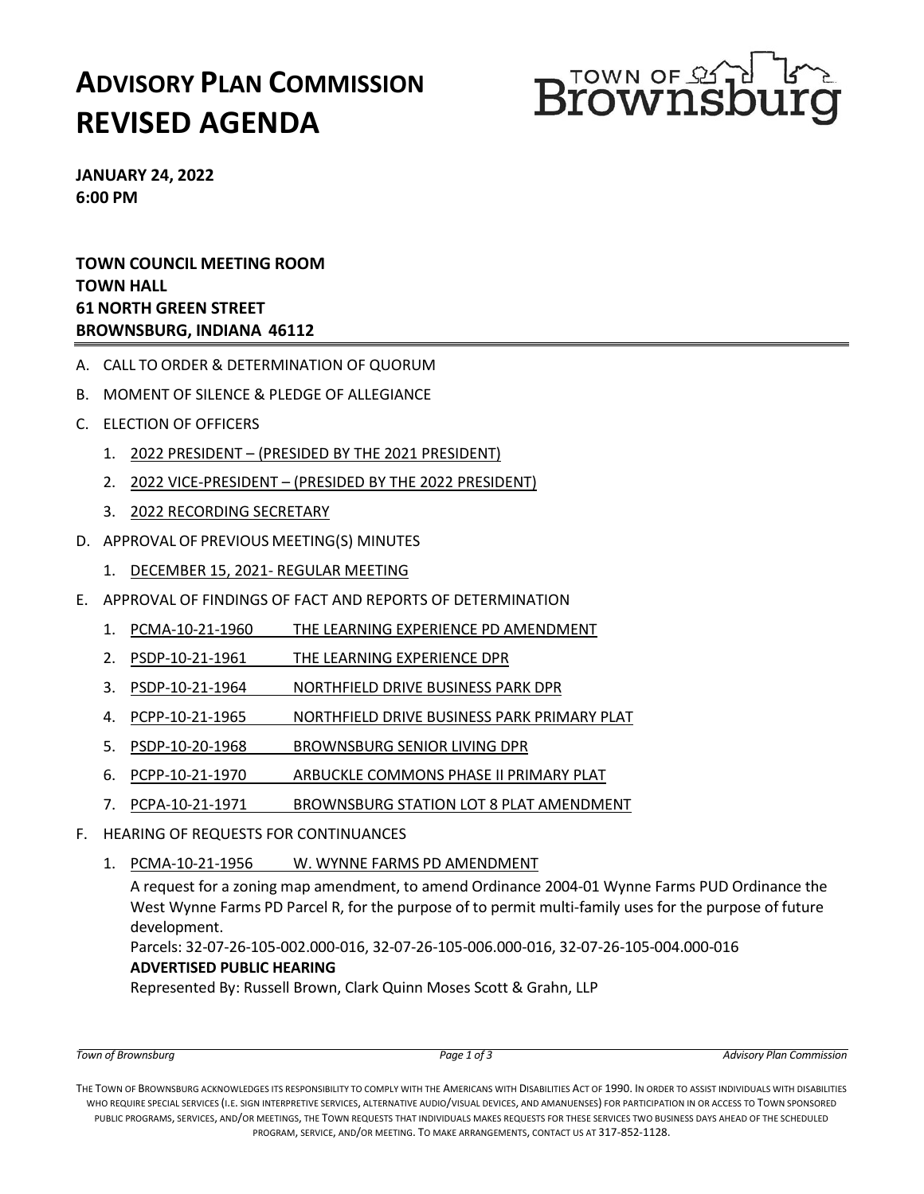# ADVISORY PLAN COMMISSION REVISED AGENDA

TOWN OF Brownsburg

**JANUARY 24, 2022**
**6:00 PM**

**TOWN COUNCIL MEETING ROOM**
**TOWN HALL**
**61 NORTH GREEN STREET**
**BROWNSBURG, INDIANA 46112**

---

A. CALL TO ORDER & DETERMINATION OF QUORUM

B. MOMENT OF SILENCE & PLEDGE OF ALLEGIANCE

C. ELECTION OF OFFICERS

1. 2022 PRESIDENT – (PRESIDED BY THE 2021 PRESIDENT)
2. 2022 VICE-PRESIDENT – (PRESIDED BY THE 2022 PRESIDENT)
3. 2022 RECORDING SECRETARY

D. APPROVAL OF PREVIOUS MEETING(S) MINUTES

1. DECEMBER 15, 2021- REGULAR MEETING

E. APPROVAL OF FINDINGS OF FACT AND REPORTS OF DETERMINATION

1. PCMA-10-21-1960 THE LEARNING EXPERIENCE PD AMENDMENT
2. PSDP-10-21-1961 THE LEARNING EXPERIENCE DPR
3. PSDP-10-21-1964 NORTHFIELD DRIVE BUSINESS PARK DPR
4. PCPP-10-21-1965 NORTHFIELD DRIVE BUSINESS PARK PRIMARY PLAT
5. PSDP-10-20-1968 BROWNSBURG SENIOR LIVING DPR
6. PCPP-10-21-1970 ARBUCKLE COMMONS PHASE II PRIMARY PLAT
7. PCPA-10-21-1971 BROWNSBURG STATION LOT 8 PLAT AMENDMENT

F. HEARING OF REQUESTS FOR CONTINUANCES

1. PCMA-10-21-1956 W. WYNNE FARMS PD AMENDMENT

   A request for a zoning map amendment, to amend Ordinance 2004-01 Wynne Farms PUD Ordinance the West Wynne Farms PD Parcel R, for the purpose of to permit multi-family uses for the purpose of future development.

   Parcels: 32-07-26-105-002.000-016, 32-07-26-105-006.000-016, 32-07-26-105-004.000-016

   **ADVERTISED PUBLIC HEARING**

   Represented By: Russell Brown, Clark Quinn Moses Scott & Grahn, LLP

THE TOWN OF BROWNSBURG ACKNOWLEDGES ITS RESPONSIBILITY TO COMPLY WITH THE AMERICANS WITH DISABILITIES ACT OF 1990. IN ORDER TO ASSIST INDIVIDUALS WITH DISABILITIES WHO REQUIRE SPECIAL SERVICES (I.E. SIGN INTERPRETIVE SERVICES, ALTERNATIVE AUDIO/VISUAL DEVICES, AND AMANUENSES) FOR PARTICIPATION IN OR ACCESS TO TOWN SPONSORED PUBLIC PROGRAMS, SERVICES, AND/OR MEETINGS, THE TOWN REQUESTS THAT INDIVIDUALS MAKES REQUESTS FOR THESE SERVICES TWO BUSINESS DAYS AHEAD OF THE SCHEDULED PROGRAM, SERVICE, AND/OR MEETING. TO MAKE ARRANGEMENTS, CONTACT US AT 317-852-1128.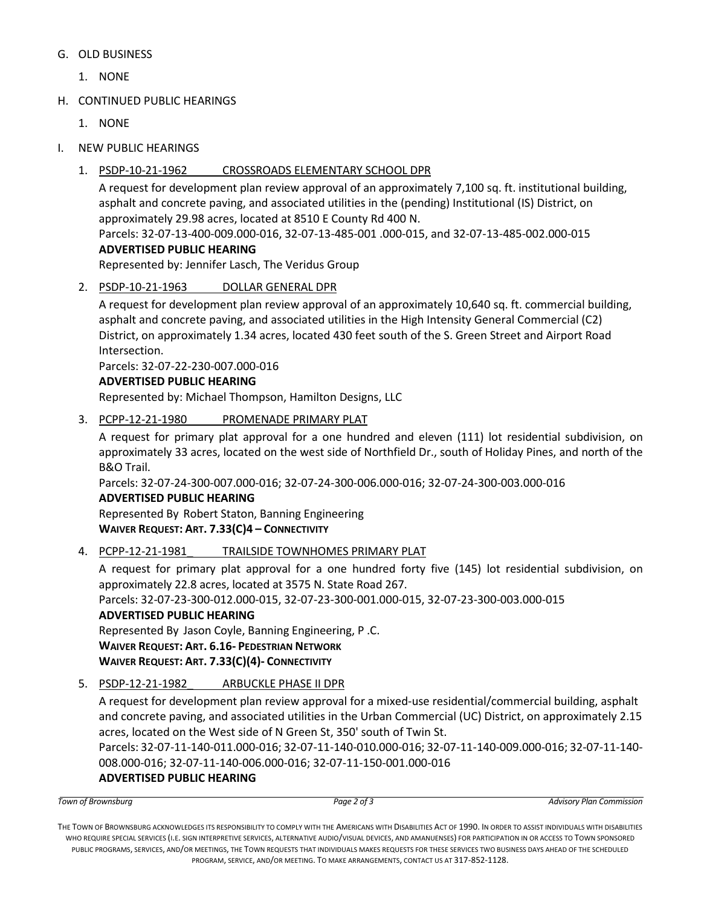G. OLD BUSINESS

1. NONE

H. CONTINUED PUBLIC HEARINGS

1. NONE

I. NEW PUBLIC HEARINGS

1. PSDP-10-21-1962 CROSSROADS ELEMENTARY SCHOOL DPR

   A request for development plan review approval of an approximately 7,100 sq. ft. institutional building, asphalt and concrete paving, and associated utilities in the (pending) Institutional (IS) District, on approximately 29.98 acres, located at 8510 E County Rd 400 N.
   Parcels: 32-07-13-400-009.000-016, 32-07-13-485-001 .000-015, and 32-07-13-485-002.000-015
   **ADVERTISED PUBLIC HEARING**
   Represented by: Jennifer Lasch, The Veridus Group

2. PSDP-10-21-1963 DOLLAR GENERAL DPR

   A request for development plan review approval of an approximately 10,640 sq. ft. commercial building, asphalt and concrete paving, and associated utilities in the High Intensity General Commercial (C2) District, on approximately 1.34 acres, located 430 feet south of the S. Green Street and Airport Road Intersection.
   Parcels: 32-07-22-230-007.000-016
   **ADVERTISED PUBLIC HEARING**
   Represented by: Michael Thompson, Hamilton Designs, LLC

3. PCPP-12-21-1980 PROMENADE PRIMARY PLAT

   A request for primary plat approval for a one hundred and eleven (111) lot residential subdivision, on approximately 33 acres, located on the west side of Northfield Dr., south of Holiday Pines, and north of the B&O Trail.
   Parcels: 32-07-24-300-007.000-016; 32-07-24-300-006.000-016; 32-07-24-300-003.000-016
   **ADVERTISED PUBLIC HEARING**
   Represented By Robert Staton, Banning Engineering
   **WAIVER REQUEST: ART. 7.33(C)4 – CONNECTIVITY**

4. PCPP-12-21-1981_ TRAILSIDE TOWNHOMES PRIMARY PLAT

   A request for primary plat approval for a one hundred forty five (145) lot residential subdivision, on approximately 22.8 acres, located at 3575 N. State Road 267.
   Parcels: 32-07-23-300-012.000-015, 32-07-23-300-001.000-015, 32-07-23-300-003.000-015
   **ADVERTISED PUBLIC HEARING**
   Represented By Jason Coyle, Banning Engineering, P .C.
   **WAIVER REQUEST: ART. 6.16- PEDESTRIAN NETWORK**
   **WAIVER REQUEST: ART. 7.33(C)(4)- CONNECTIVITY**

5. PSDP-12-21-1982_ ARBUCKLE PHASE II DPR

   A request for development plan review approval for a mixed-use residential/commercial building, asphalt and concrete paving, and associated utilities in the Urban Commercial (UC) District, on approximately 2.15 acres, located on the West side of N Green St, 350' south of Twin St.
   Parcels: 32-07-11-140-011.000-016; 32-07-11-140-010.000-016; 32-07-11-140-009.000-016; 32-07-11-140-008.000-016; 32-07-11-140-006.000-016; 32-07-11-150-001.000-016
   **ADVERTISED PUBLIC HEARING**

THE TOWN OF BROWNSBURG ACKNOWLEDGES ITS RESPONSIBILITY TO COMPLY WITH THE AMERICANS WITH DISABILITIES ACT OF 1990. IN ORDER TO ASSIST INDIVIDUALS WITH DISABILITIES WHO REQUIRE SPECIAL SERVICES (I.E. SIGN INTERPRETIVE SERVICES, ALTERNATIVE AUDIO/VISUAL DEVICES, AND AMANUENSES) FOR PARTICIPATION IN OR ACCESS TO TOWN SPONSORED PUBLIC PROGRAMS, SERVICES, AND/OR MEETINGS, THE TOWN REQUESTS THAT INDIVIDUALS MAKES REQUESTS FOR THESE SERVICES TWO BUSINESS DAYS AHEAD OF THE SCHEDULED PROGRAM, SERVICE, AND/OR MEETING. TO MAKE ARRANGEMENTS, CONTACT US AT 317-852-1128.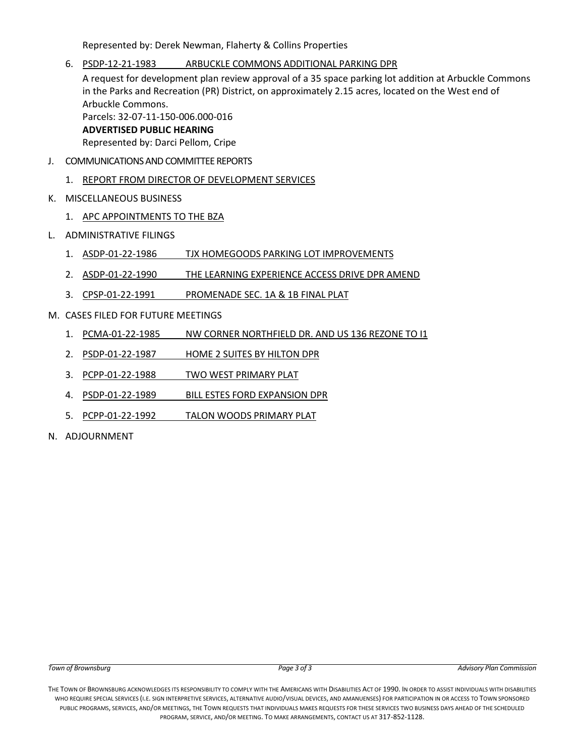Represented by: Derek Newman, Flaherty & Collins Properties

6. PSDP-12-21-1983 ARBUCKLE COMMONS ADDITIONAL PARKING DPR

   A request for development plan review approval of a 35 space parking lot addition at Arbuckle Commons in the Parks and Recreation (PR) District, on approximately 2.15 acres, located on the West end of Arbuckle Commons.

   Parcels: 32-07-11-150-006.000-016

   **ADVERTISED PUBLIC HEARING**

   Represented by: Darci Pellom, Cripe

J. COMMUNICATIONS AND COMMITTEE REPORTS

   1. REPORT FROM DIRECTOR OF DEVELOPMENT SERVICES

K. MISCELLANEOUS BUSINESS

   1. APC APPOINTMENTS TO THE BZA

L. ADMINISTRATIVE FILINGS

   1. ASDP-01-22-1986 TJX HOMEGOODS PARKING LOT IMPROVEMENTS
   2. ASDP-01-22-1990 THE LEARNING EXPERIENCE ACCESS DRIVE DPR AMEND
   3. CPSP-01-22-1991 PROMENADE SEC. 1A & 1B FINAL PLAT

M. CASES FILED FOR FUTURE MEETINGS

   1. PCMA-01-22-1985 NW CORNER NORTHFIELD DR. AND US 136 REZONE TO I1
   2. PSDP-01-22-1987 HOME 2 SUITES BY HILTON DPR
   3. PCPP-01-22-1988 TWO WEST PRIMARY PLAT
   4. PSDP-01-22-1989 BILL ESTES FORD EXPANSION DPR
   5. PCPP-01-22-1992 TALON WOODS PRIMARY PLAT

N. ADJOURNMENT

THE TOWN OF BROWNSBURG ACKNOWLEDGES ITS RESPONSIBILITY TO COMPLY WITH THE AMERICANS WITH DISABILITIES ACT OF 1990. IN ORDER TO ASSIST INDIVIDUALS WITH DISABILITIES WHO REQUIRE SPECIAL SERVICES (I.E. SIGN INTERPRETIVE SERVICES, ALTERNATIVE AUDIO/VISUAL DEVICES, AND AMANUENSES) FOR PARTICIPATION IN OR ACCESS TO TOWN SPONSORED PUBLIC PROGRAMS, SERVICES, AND/OR MEETINGS, THE TOWN REQUESTS THAT INDIVIDUALS MAKES REQUESTS FOR THESE SERVICES TWO BUSINESS DAYS AHEAD OF THE SCHEDULED PROGRAM, SERVICE, AND/OR MEETING. TO MAKE ARRANGEMENTS, CONTACT US AT 317-852-1128.